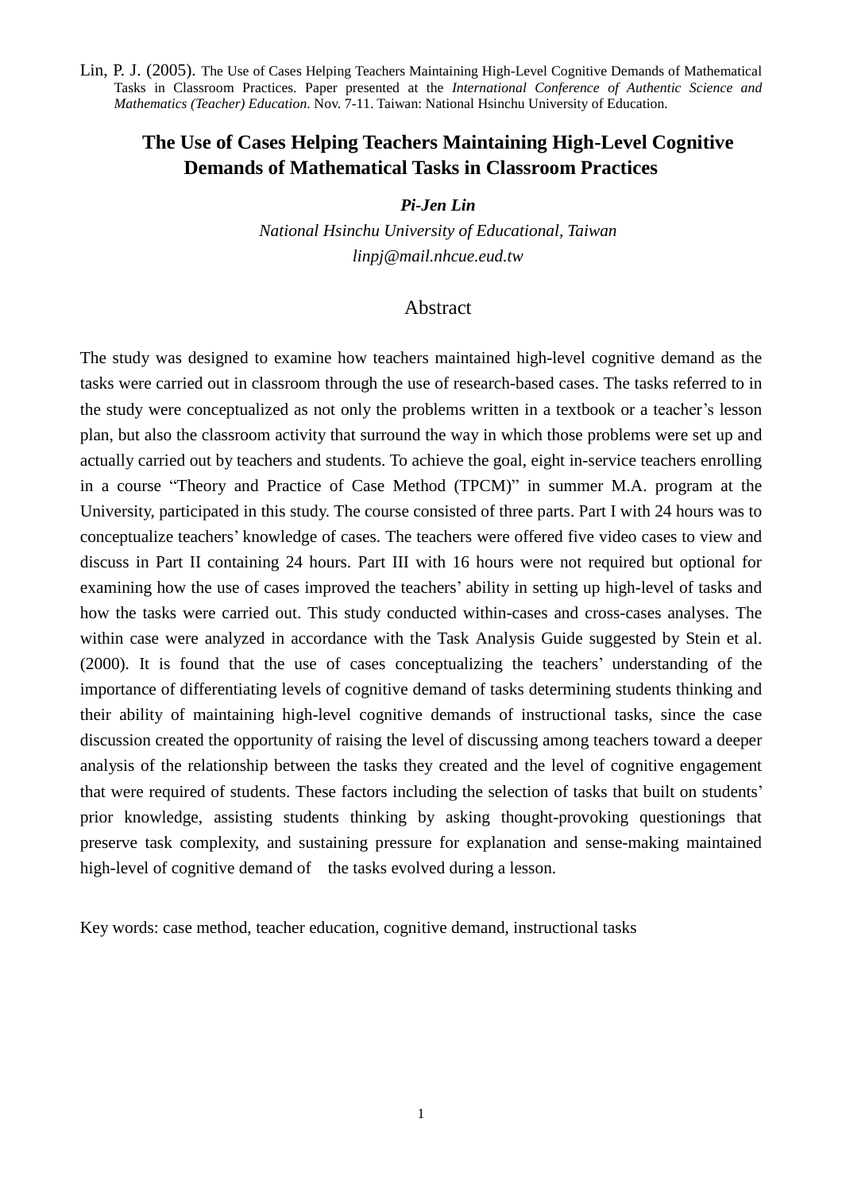Lin, P. J. (2005). The Use of Cases Helping Teachers Maintaining High-Level Cognitive Demands of Mathematical Tasks in Classroom Practices. Paper presented at the *International Conference of Authentic Science and Mathematics (Teacher) Education*. Nov. 7-11. Taiwan: National Hsinchu University of Education.

# The Use of Cases Helping Teachers Maintaining High-Level Cognitive Demands of Mathematical Tasks in Classroom Practices

***Pi-Jen Lin***

*National Hsinchu University of Educational, Taiwan*

*linpj@mail.nhcue.eud.tw*

## Abstract

The study was designed to examine how teachers maintained high-level cognitive demand as the tasks were carried out in classroom through the use of research-based cases. The tasks referred to in the study were conceptualized as not only the problems written in a textbook or a teacher's lesson plan, but also the classroom activity that surround the way in which those problems were set up and actually carried out by teachers and students. To achieve the goal, eight in-service teachers enrolling in a course "Theory and Practice of Case Method (TPCM)" in summer M.A. program at the University, participated in this study. The course consisted of three parts. Part I with 24 hours was to conceptualize teachers' knowledge of cases. The teachers were offered five video cases to view and discuss in Part II containing 24 hours. Part III with 16 hours were not required but optional for examining how the use of cases improved the teachers' ability in setting up high-level of tasks and how the tasks were carried out. This study conducted within-cases and cross-cases analyses. The within case were analyzed in accordance with the Task Analysis Guide suggested by Stein et al. (2000). It is found that the use of cases conceptualizing the teachers' understanding of the importance of differentiating levels of cognitive demand of tasks determining students thinking and their ability of maintaining high-level cognitive demands of instructional tasks, since the case discussion created the opportunity of raising the level of discussing among teachers toward a deeper analysis of the relationship between the tasks they created and the level of cognitive engagement that were required of students. These factors including the selection of tasks that built on students' prior knowledge, assisting students thinking by asking thought-provoking questionings that preserve task complexity, and sustaining pressure for explanation and sense-making maintained high-level of cognitive demand of the tasks evolved during a lesson.

Key words: case method, teacher education, cognitive demand, instructional tasks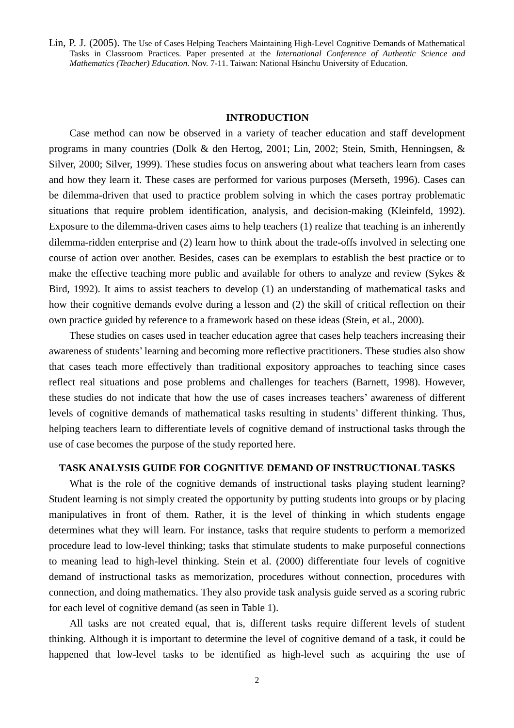Lin, P. J. (2005). The Use of Cases Helping Teachers Maintaining High-Level Cognitive Demands of Mathematical Tasks in Classroom Practices. Paper presented at the *International Conference of Authentic Science and Mathematics (Teacher) Education*. Nov. 7-11. Taiwan: National Hsinchu University of Education.

## INTRODUCTION

Case method can now be observed in a variety of teacher education and staff development programs in many countries (Dolk & den Hertog, 2001; Lin, 2002; Stein, Smith, Henningsen, & Silver, 2000; Silver, 1999). These studies focus on answering about what teachers learn from cases and how they learn it. These cases are performed for various purposes (Merseth, 1996). Cases can be dilemma-driven that used to practice problem solving in which the cases portray problematic situations that require problem identification, analysis, and decision-making (Kleinfeld, 1992). Exposure to the dilemma-driven cases aims to help teachers (1) realize that teaching is an inherently dilemma-ridden enterprise and (2) learn how to think about the trade-offs involved in selecting one course of action over another. Besides, cases can be exemplars to establish the best practice or to make the effective teaching more public and available for others to analyze and review (Sykes & Bird, 1992). It aims to assist teachers to develop (1) an understanding of mathematical tasks and how their cognitive demands evolve during a lesson and (2) the skill of critical reflection on their own practice guided by reference to a framework based on these ideas (Stein, et al., 2000).

These studies on cases used in teacher education agree that cases help teachers increasing their awareness of students' learning and becoming more reflective practitioners. These studies also show that cases teach more effectively than traditional expository approaches to teaching since cases reflect real situations and pose problems and challenges for teachers (Barnett, 1998). However, these studies do not indicate that how the use of cases increases teachers' awareness of different levels of cognitive demands of mathematical tasks resulting in students' different thinking. Thus, helping teachers learn to differentiate levels of cognitive demand of instructional tasks through the use of case becomes the purpose of the study reported here.

## TASK ANALYSIS GUIDE FOR COGNITIVE DEMAND OF INSTRUCTIONAL TASKS

What is the role of the cognitive demands of instructional tasks playing student learning? Student learning is not simply created the opportunity by putting students into groups or by placing manipulatives in front of them. Rather, it is the level of thinking in which students engage determines what they will learn. For instance, tasks that require students to perform a memorized procedure lead to low-level thinking; tasks that stimulate students to make purposeful connections to meaning lead to high-level thinking. Stein et al. (2000) differentiate four levels of cognitive demand of instructional tasks as memorization, procedures without connection, procedures with connection, and doing mathematics. They also provide task analysis guide served as a scoring rubric for each level of cognitive demand (as seen in Table 1).

All tasks are not created equal, that is, different tasks require different levels of student thinking. Although it is important to determine the level of cognitive demand of a task, it could be happened that low-level tasks to be identified as high-level such as acquiring the use of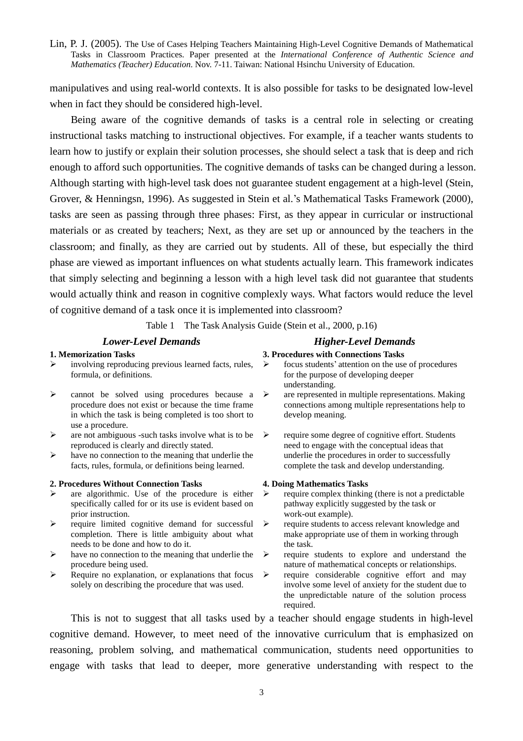manipulatives and using real-world contexts. It is also possible for tasks to be designated low-level when in fact they should be considered high-level.

Being aware of the cognitive demands of tasks is a central role in selecting or creating instructional tasks matching to instructional objectives. For example, if a teacher wants students to learn how to justify or explain their solution processes, she should select a task that is deep and rich enough to afford such opportunities. The cognitive demands of tasks can be changed during a lesson. Although starting with high-level task does not guarantee student engagement at a high-level (Stein, Grover, & Henningsn, 1996). As suggested in Stein et al.'s Mathematical Tasks Framework (2000), tasks are seen as passing through three phases: First, as they appear in curricular or instructional materials or as created by teachers; Next, as they are set up or announced by the teachers in the classroom; and finally, as they are carried out by students. All of these, but especially the third phase are viewed as important influences on what students actually learn. This framework indicates that simply selecting and beginning a lesson with a high level task did not guarantee that students would actually think and reason in cognitive complexly ways. What factors would reduce the level of cognitive demand of a task once it is implemented into classroom?

Table 1 The Task Analysis Guide (Stein et al., 2000, p.16)

| *Lower-Level Demands* | *Higher-Level Demands* |
|---|---|
| **1. Memorization Tasks** | **3. Procedures with Connections Tasks** |
| ➢ involving reproducing previous learned facts, rules, formula, or definitions. | ➢ focus students' attention on the use of procedures for the purpose of developing deeper understanding. |
| ➢ cannot be solved using procedures because a procedure does not exist or because the time frame in which the task is being completed is too short to use a procedure. | ➢ are represented in multiple representations. Making connections among multiple representations help to develop meaning. |
| ➢ are not ambiguous -such tasks involve what is to be reproduced is clearly and directly stated. | ➢ require some degree of cognitive effort. Students need to engage with the conceptual ideas that underlie the procedures in order to successfully complete the task and develop understanding. |
| ➢ have no connection to the meaning that underlie the facts, rules, formula, or definitions being learned. | |
| **2. Procedures Without Connection Tasks** | **4. Doing Mathematics Tasks** |
| ➢ are algorithmic. Use of the procedure is either specifically called for or its use is evident based on prior instruction. | ➢ require complex thinking (there is not a predictable pathway explicitly suggested by the task or work-out example). |
| ➢ require limited cognitive demand for successful completion. There is little ambiguity about what needs to be done and how to do it. | ➢ require students to access relevant knowledge and make appropriate use of them in working through the task. |
| ➢ have no connection to the meaning that underlie the procedure being used. | ➢ require students to explore and understand the nature of mathematical concepts or relationships. |
| ➢ Require no explanation, or explanations that focus solely on describing the procedure that was used. | ➢ require considerable cognitive effort and may involve some level of anxiety for the student due to the unpredictable nature of the solution process required. |

This is not to suggest that all tasks used by a teacher should engage students in high-level cognitive demand. However, to meet need of the innovative curriculum that is emphasized on reasoning, problem solving, and mathematical communication, students need opportunities to engage with tasks that lead to deeper, more generative understanding with respect to the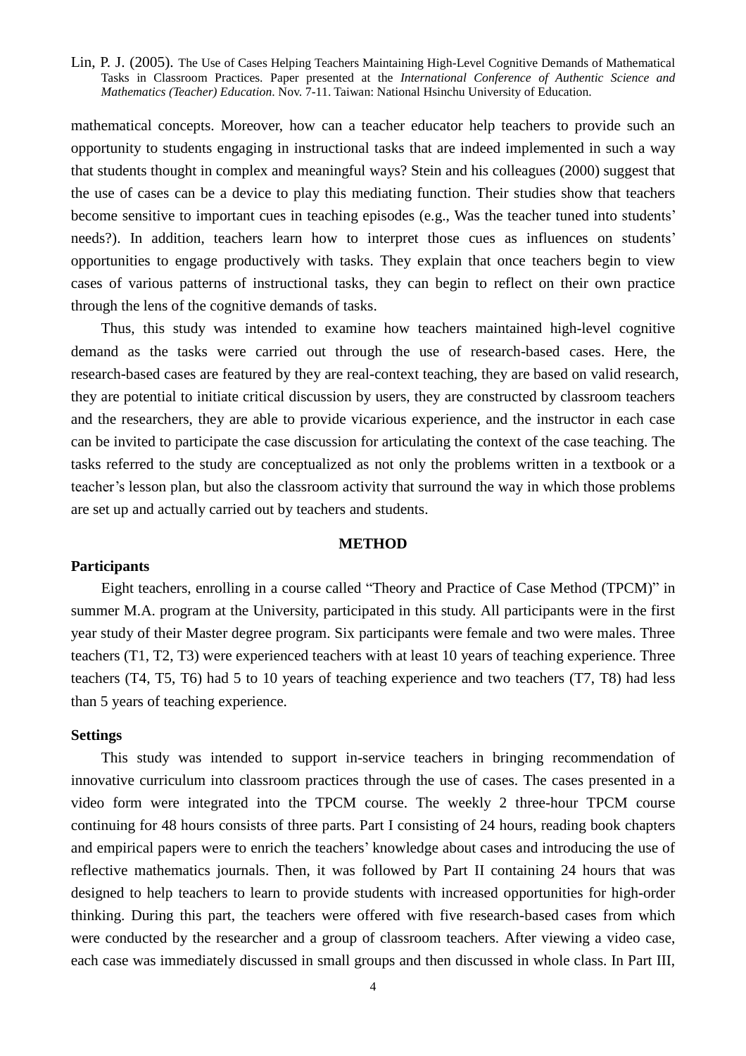mathematical concepts. Moreover, how can a teacher educator help teachers to provide such an opportunity to students engaging in instructional tasks that are indeed implemented in such a way that students thought in complex and meaningful ways? Stein and his colleagues (2000) suggest that the use of cases can be a device to play this mediating function. Their studies show that teachers become sensitive to important cues in teaching episodes (e.g., Was the teacher tuned into students' needs?). In addition, teachers learn how to interpret those cues as influences on students' opportunities to engage productively with tasks. They explain that once teachers begin to view cases of various patterns of instructional tasks, they can begin to reflect on their own practice through the lens of the cognitive demands of tasks.

Thus, this study was intended to examine how teachers maintained high-level cognitive demand as the tasks were carried out through the use of research-based cases. Here, the research-based cases are featured by they are real-context teaching, they are based on valid research, they are potential to initiate critical discussion by users, they are constructed by classroom teachers and the researchers, they are able to provide vicarious experience, and the instructor in each case can be invited to participate the case discussion for articulating the context of the case teaching. The tasks referred to the study are conceptualized as not only the problems written in a textbook or a teacher's lesson plan, but also the classroom activity that surround the way in which those problems are set up and actually carried out by teachers and students.

## METHOD

### Participants

Eight teachers, enrolling in a course called "Theory and Practice of Case Method (TPCM)" in summer M.A. program at the University, participated in this study. All participants were in the first year study of their Master degree program. Six participants were female and two were males. Three teachers (T1, T2, T3) were experienced teachers with at least 10 years of teaching experience. Three teachers (T4, T5, T6) had 5 to 10 years of teaching experience and two teachers (T7, T8) had less than 5 years of teaching experience.

### Settings

This study was intended to support in-service teachers in bringing recommendation of innovative curriculum into classroom practices through the use of cases. The cases presented in a video form were integrated into the TPCM course. The weekly 2 three-hour TPCM course continuing for 48 hours consists of three parts. Part I consisting of 24 hours, reading book chapters and empirical papers were to enrich the teachers' knowledge about cases and introducing the use of reflective mathematics journals. Then, it was followed by Part II containing 24 hours that was designed to help teachers to learn to provide students with increased opportunities for high-order thinking. During this part, the teachers were offered with five research-based cases from which were conducted by the researcher and a group of classroom teachers. After viewing a video case, each case was immediately discussed in small groups and then discussed in whole class. In Part III,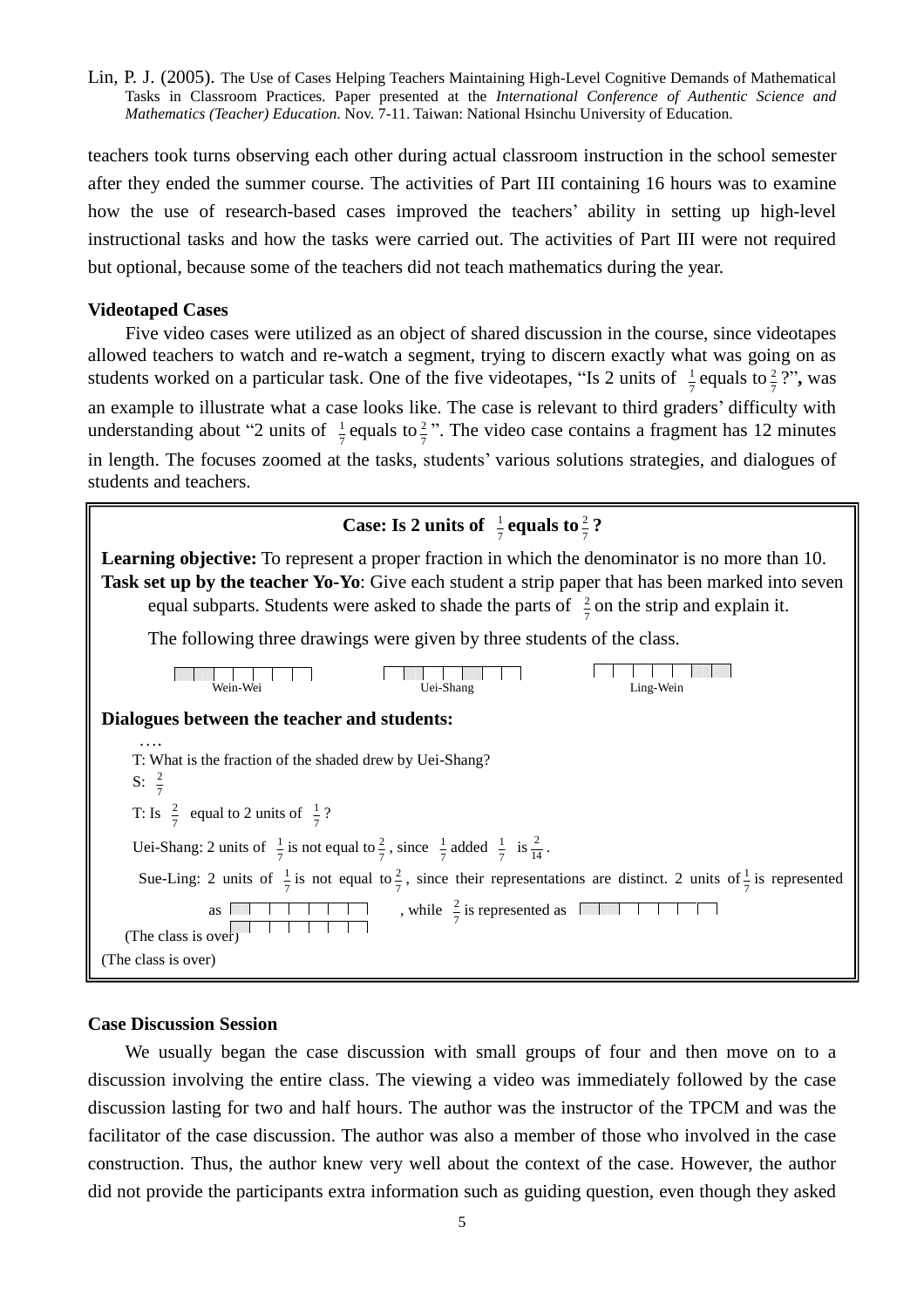teachers took turns observing each other during actual classroom instruction in the school semester after they ended the summer course. The activities of Part III containing 16 hours was to examine how the use of research-based cases improved the teachers' ability in setting up high-level instructional tasks and how the tasks were carried out. The activities of Part III were not required but optional, because some of the teachers did not teach mathematics during the year.

**Videotaped Cases**

Five video cases were utilized as an object of shared discussion in the course, since videotapes allowed teachers to watch and re-watch a segment, trying to discern exactly what was going on as students worked on a particular task. One of the five videotapes, "Is 2 units of $\frac{1}{7}$ equals to $\frac{2}{7}$?", was an example to illustrate what a case looks like. The case is relevant to third graders' difficulty with understanding about "2 units of $\frac{1}{7}$ equals to $\frac{2}{7}$". The video case contains a fragment has 12 minutes in length. The focuses zoomed at the tasks, students' various solutions strategies, and dialogues of students and teachers.

**Case: Is 2 units of $\frac{1}{7}$ equals to $\frac{2}{7}$?**

**Learning objective:** To represent a proper fraction in which the denominator is no more than 10.

**Task set up by the teacher Yo-Yo**: Give each student a strip paper that has been marked into seven equal subparts. Students were asked to shade the parts of $\frac{2}{7}$ on the strip and explain it.

The following three drawings were given by three students of the class.

Wein-Wei    Uei-Shang    Ling-Wein

**Dialogues between the teacher and students:**

….

T: What is the fraction of the shaded drew by Uei-Shang?

S: $\frac{2}{7}$

T: Is $\frac{2}{7}$ equal to 2 units of $\frac{1}{7}$?

Uei-Shang: 2 units of $\frac{1}{7}$ is not equal to $\frac{2}{7}$, since $\frac{1}{7}$ added $\frac{1}{7}$ is $\frac{2}{14}$.

Sue-Ling: 2 units of $\frac{1}{7}$ is not equal to $\frac{2}{7}$, since their representations are distinct. 2 units of $\frac{1}{7}$ is represented as , while $\frac{2}{7}$ is represented as

(The class is over)

(The class is over)

**Case Discussion Session**

We usually began the case discussion with small groups of four and then move on to a discussion involving the entire class. The viewing a video was immediately followed by the case discussion lasting for two and half hours. The author was the instructor of the TPCM and was the facilitator of the case discussion. The author was also a member of those who involved in the case construction. Thus, the author knew very well about the context of the case. However, the author did not provide the participants extra information such as guiding question, even though they asked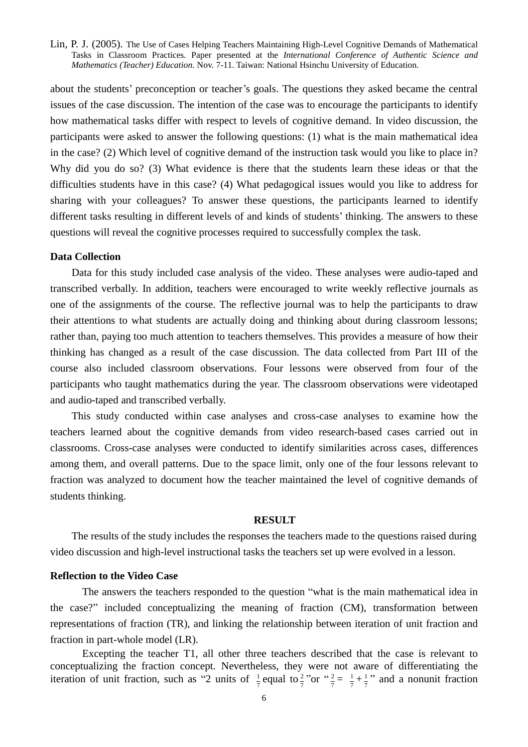about the students' preconception or teacher's goals. The questions they asked became the central issues of the case discussion. The intention of the case was to encourage the participants to identify how mathematical tasks differ with respect to levels of cognitive demand. In video discussion, the participants were asked to answer the following questions: (1) what is the main mathematical idea in the case? (2) Which level of cognitive demand of the instruction task would you like to place in? Why did you do so? (3) What evidence is there that the students learn these ideas or that the difficulties students have in this case? (4) What pedagogical issues would you like to address for sharing with your colleagues? To answer these questions, the participants learned to identify different tasks resulting in different levels of and kinds of students' thinking. The answers to these questions will reveal the cognitive processes required to successfully complex the task.

### Data Collection

Data for this study included case analysis of the video. These analyses were audio-taped and transcribed verbally. In addition, teachers were encouraged to write weekly reflective journals as one of the assignments of the course. The reflective journal was to help the participants to draw their attentions to what students are actually doing and thinking about during classroom lessons; rather than, paying too much attention to teachers themselves. This provides a measure of how their thinking has changed as a result of the case discussion. The data collected from Part III of the course also included classroom observations. Four lessons were observed from four of the participants who taught mathematics during the year. The classroom observations were videotaped and audio-taped and transcribed verbally.

This study conducted within case analyses and cross-case analyses to examine how the teachers learned about the cognitive demands from video research-based cases carried out in classrooms. Cross-case analyses were conducted to identify similarities across cases, differences among them, and overall patterns. Due to the space limit, only one of the four lessons relevant to fraction was analyzed to document how the teacher maintained the level of cognitive demands of students thinking.

## RESULT

The results of the study includes the responses the teachers made to the questions raised during video discussion and high-level instructional tasks the teachers set up were evolved in a lesson.

### Reflection to the Video Case

The answers the teachers responded to the question "what is the main mathematical idea in the case?" included conceptualizing the meaning of fraction (CM), transformation between representations of fraction (TR), and linking the relationship between iteration of unit fraction and fraction in part-whole model (LR).

Excepting the teacher T1, all other three teachers described that the case is relevant to conceptualizing the fraction concept. Nevertheless, they were not aware of differentiating the iteration of unit fraction, such as "2 units of $\frac{1}{7}$ equal to $\frac{2}{7}$" or "$\frac{2}{7} = \frac{1}{7} + \frac{1}{7}$" and a nonunit fraction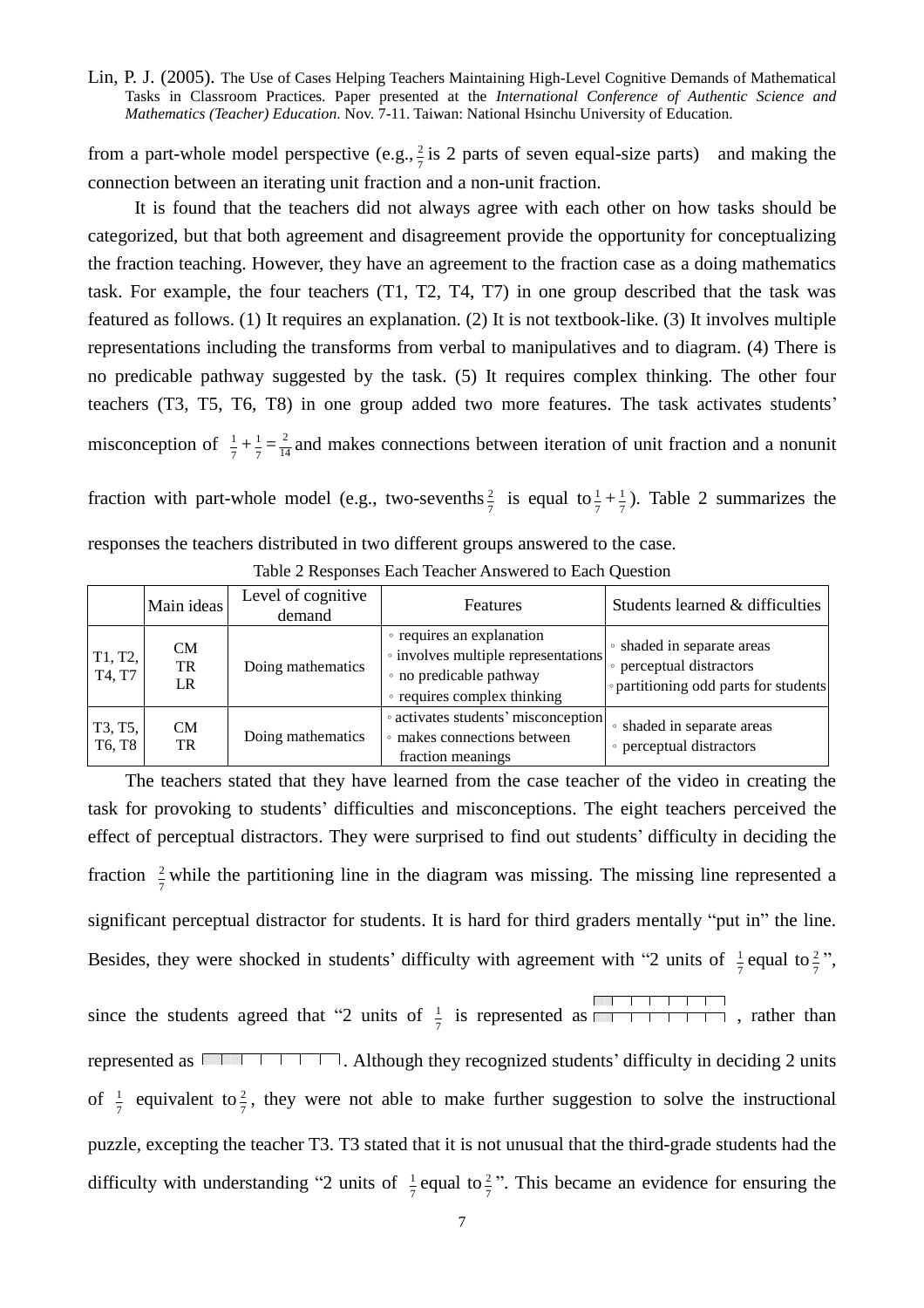from a part-whole model perspective (e.g., $\frac{2}{7}$ is 2 parts of seven equal-size parts)  and making the connection between an iterating unit fraction and a non-unit fraction.

It is found that the teachers did not always agree with each other on how tasks should be categorized, but that both agreement and disagreement provide the opportunity for conceptualizing the fraction teaching. However, they have an agreement to the fraction case as a doing mathematics task. For example, the four teachers (T1, T2, T4, T7) in one group described that the task was featured as follows. (1) It requires an explanation. (2) It is not textbook-like. (3) It involves multiple representations including the transforms from verbal to manipulatives and to diagram. (4) There is no predicable pathway suggested by the task. (5) It requires complex thinking. The other four teachers (T3, T5, T6, T8) in one group added two more features. The task activates students' misconception of $\frac{1}{7}+\frac{1}{7}=\frac{2}{14}$ and makes connections between iteration of unit fraction and a nonunit fraction with part-whole model (e.g., two-sevenths $\frac{2}{7}$ is equal to $\frac{1}{7}+\frac{1}{7}$). Table 2 summarizes the responses the teachers distributed in two different groups answered to the case.

Table 2 Responses Each Teacher Answered to Each Question

| | Main ideas | Level of cognitive demand | Features | Students learned & difficulties |
|---|---|---|---|---|
| T1, T2, T4, T7 | CM<br>TR<br>LR | Doing mathematics | ◦ requires an explanation<br>◦ involves multiple representations<br>◦ no predicable pathway<br>◦ requires complex thinking | ◦ shaded in separate areas<br>◦ perceptual distractors<br>◦ partitioning odd parts for students |
| T3, T5, T6, T8 | CM<br>TR | Doing mathematics | ◦ activates students' misconception<br>◦ makes connections between fraction meanings | ◦ shaded in separate areas<br>◦ perceptual distractors |

The teachers stated that they have learned from the case teacher of the video in creating the task for provoking to students' difficulties and misconceptions. The eight teachers perceived the effect of perceptual distractors. They were surprised to find out students' difficulty in deciding the fraction $\frac{2}{7}$ while the partitioning line in the diagram was missing. The missing line represented a significant perceptual distractor for students. It is hard for third graders mentally "put in" the line. Besides, they were shocked in students' difficulty with agreement with "2 units of $\frac{1}{7}$ equal to $\frac{2}{7}$", since the students agreed that "2 units of $\frac{1}{7}$ is represented as [diagram], rather than represented as [diagram]. Although they recognized students' difficulty in deciding 2 units of $\frac{1}{7}$ equivalent to $\frac{2}{7}$, they were not able to make further suggestion to solve the instructional puzzle, excepting the teacher T3. T3 stated that it is not unusual that the third-grade students had the difficulty with understanding "2 units of $\frac{1}{7}$ equal to $\frac{2}{7}$". This became an evidence for ensuring the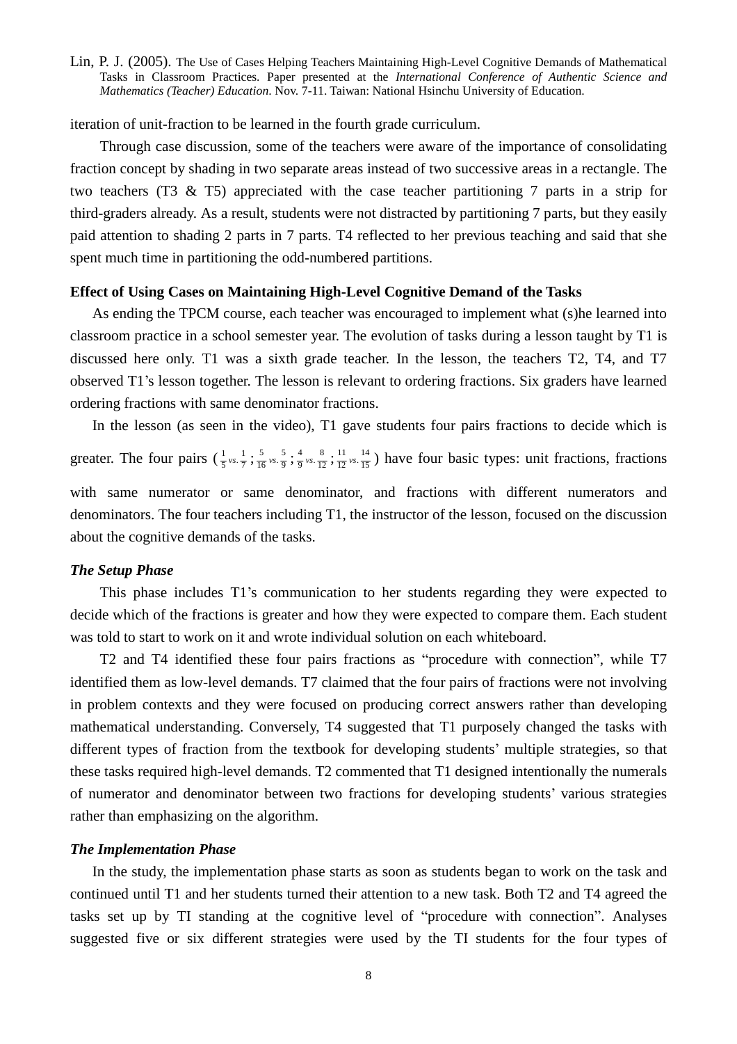iteration of unit-fraction to be learned in the fourth grade curriculum.

Through case discussion, some of the teachers were aware of the importance of consolidating fraction concept by shading in two separate areas instead of two successive areas in a rectangle. The two teachers (T3 & T5) appreciated with the case teacher partitioning 7 parts in a strip for third-graders already. As a result, students were not distracted by partitioning 7 parts, but they easily paid attention to shading 2 parts in 7 parts. T4 reflected to her previous teaching and said that she spent much time in partitioning the odd-numbered partitions.

**Effect of Using Cases on Maintaining High-Level Cognitive Demand of the Tasks**

As ending the TPCM course, each teacher was encouraged to implement what (s)he learned into classroom practice in a school semester year. The evolution of tasks during a lesson taught by T1 is discussed here only. T1 was a sixth grade teacher. In the lesson, the teachers T2, T4, and T7 observed T1's lesson together. The lesson is relevant to ordering fractions. Six graders have learned ordering fractions with same denominator fractions.

In the lesson (as seen in the video), T1 gave students four pairs fractions to decide which is greater. The four pairs ($\frac{1}{5}$ *vs.* $\frac{1}{7}$ ; $\frac{5}{16}$ *vs.* $\frac{5}{9}$ ; $\frac{4}{9}$ *vs.* $\frac{8}{12}$ ; $\frac{11}{12}$ *vs.* $\frac{14}{15}$) have four basic types: unit fractions, fractions with same numerator or same denominator, and fractions with different numerators and denominators. The four teachers including T1, the instructor of the lesson, focused on the discussion about the cognitive demands of the tasks.

***The Setup Phase***

This phase includes T1's communication to her students regarding they were expected to decide which of the fractions is greater and how they were expected to compare them. Each student was told to start to work on it and wrote individual solution on each whiteboard.

T2 and T4 identified these four pairs fractions as "procedure with connection", while T7 identified them as low-level demands. T7 claimed that the four pairs of fractions were not involving in problem contexts and they were focused on producing correct answers rather than developing mathematical understanding. Conversely, T4 suggested that T1 purposely changed the tasks with different types of fraction from the textbook for developing students' multiple strategies, so that these tasks required high-level demands. T2 commented that T1 designed intentionally the numerals of numerator and denominator between two fractions for developing students' various strategies rather than emphasizing on the algorithm.

***The Implementation Phase***

In the study, the implementation phase starts as soon as students began to work on the task and continued until T1 and her students turned their attention to a new task. Both T2 and T4 agreed the tasks set up by TI standing at the cognitive level of "procedure with connection". Analyses suggested five or six different strategies were used by the TI students for the four types of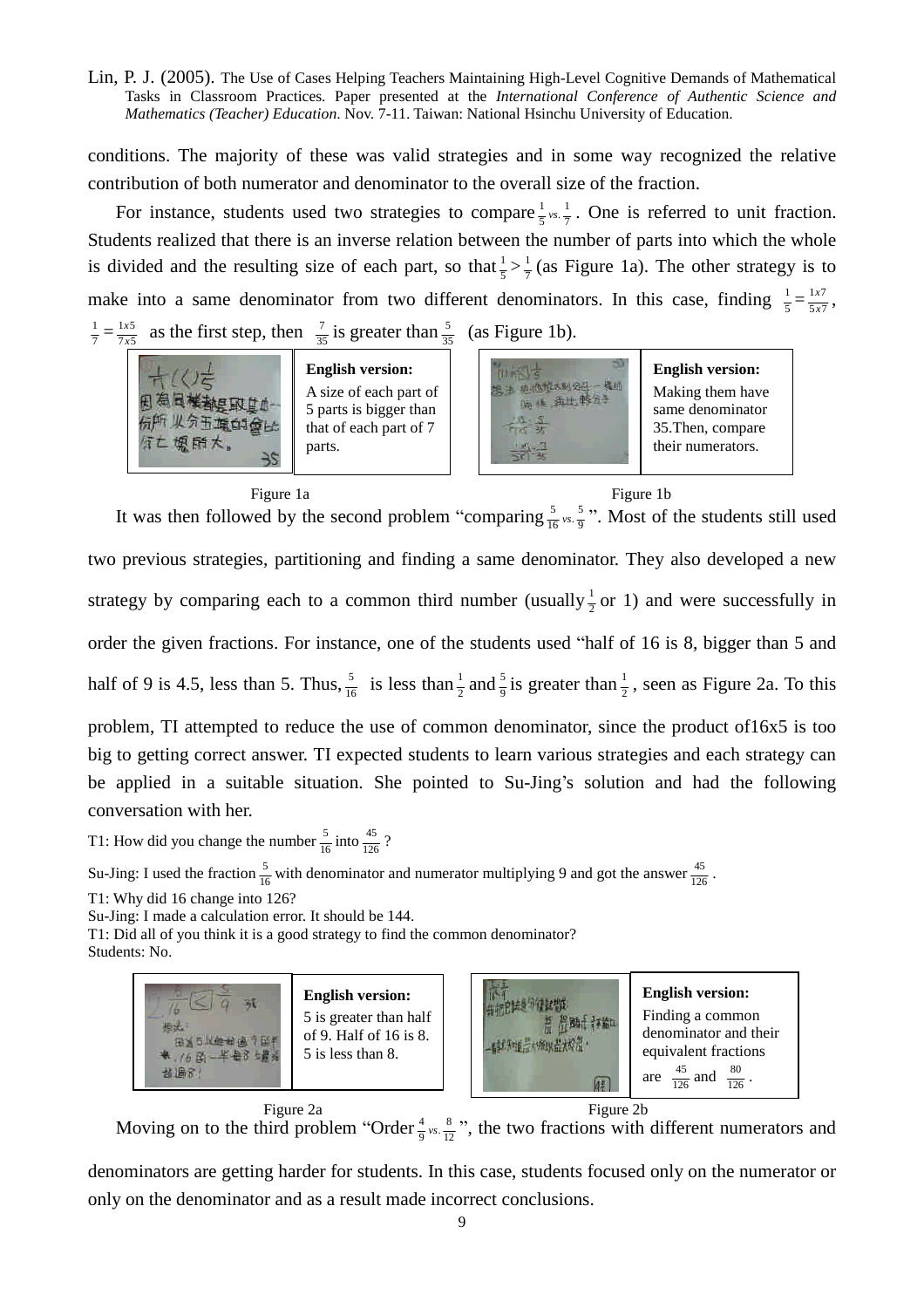conditions. The majority of these was valid strategies and in some way recognized the relative contribution of both numerator and denominator to the overall size of the fraction.

For instance, students used two strategies to compare $\frac{1}{5}$ *vs.* $\frac{1}{7}$. One is referred to unit fraction. Students realized that there is an inverse relation between the number of parts into which the whole is divided and the resulting size of each part, so that $\frac{1}{5} > \frac{1}{7}$ (as Figure 1a). The other strategy is to make into a same denominator from two different denominators. In this case, finding $\frac{1}{5} = \frac{1x7}{5x7}$, $\frac{1}{7} = \frac{1x5}{7x5}$ as the first step, then $\frac{7}{35}$ is greater than $\frac{5}{35}$ (as Figure 1b).

| | English version: |
|---|---|
| | A size of each part of 5 parts is bigger than that of each part of 7 parts. |

Figure 1a

| | English version: |
|---|---|
| | Making them have same denominator 35.Then, compare their numerators. |

Figure 1b

It was then followed by the second problem "comparing $\frac{5}{16}$ *vs.* $\frac{5}{9}$". Most of the students still used two previous strategies, partitioning and finding a same denominator. They also developed a new strategy by comparing each to a common third number (usually $\frac{1}{2}$ or 1) and were successfully in order the given fractions. For instance, one of the students used "half of 16 is 8, bigger than 5 and half of 9 is 4.5, less than 5. Thus, $\frac{5}{16}$ is less than $\frac{1}{2}$ and $\frac{5}{9}$ is greater than $\frac{1}{2}$, seen as Figure 2a. To this problem, TI attempted to reduce the use of common denominator, since the product of16x5 is too big to getting correct answer. TI expected students to learn various strategies and each strategy can be applied in a suitable situation. She pointed to Su-Jing's solution and had the following conversation with her.

T1: How did you change the number $\frac{5}{16}$ into $\frac{45}{126}$?

Su-Jing: I used the fraction $\frac{5}{16}$ with denominator and numerator multiplying 9 and got the answer $\frac{45}{126}$.

T1: Why did 16 change into 126?

Su-Jing: I made a calculation error. It should be 144.

T1: Did all of you think it is a good strategy to find the common denominator?

Students: No.

| | English version: |
|---|---|
| | 5 is greater than half of 9. Half of 16 is 8. 5 is less than 8. |

Figure 2a

| | English version: |
|---|---|
| | Finding a common denominator and their equivalent fractions are $\frac{45}{126}$ and $\frac{80}{126}$. |

Figure 2b

Moving on to the third problem "Order $\frac{4}{9}$ *vs.* $\frac{8}{12}$", the two fractions with different numerators and denominators are getting harder for students. In this case, students focused only on the numerator or only on the denominator and as a result made incorrect conclusions.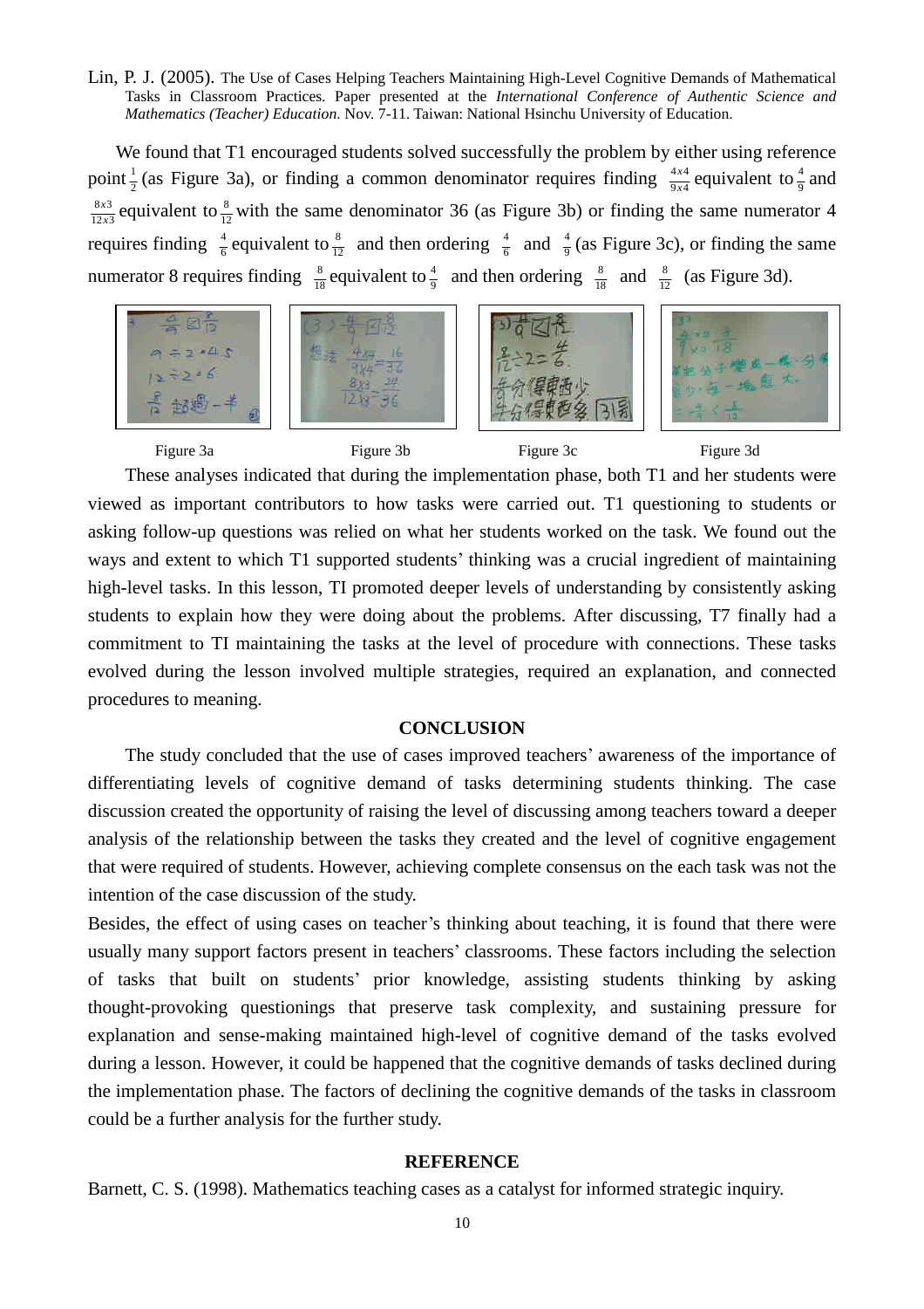Lin, P. J. (2005). The Use of Cases Helping Teachers Maintaining High-Level Cognitive Demands of Mathematical Tasks in Classroom Practices. Paper presented at the *International Conference of Authentic Science and Mathematics (Teacher) Education*. Nov. 7-11. Taiwan: National Hsinchu University of Education.

We found that T1 encouraged students solved successfully the problem by either using reference point $\frac{1}{2}$ (as Figure 3a), or finding a common denominator requires finding $\frac{4x4}{9x4}$ equivalent to $\frac{4}{9}$ and $\frac{8x3}{12x3}$ equivalent to $\frac{8}{12}$ with the same denominator 36 (as Figure 3b) or finding the same numerator 4 requires finding $\frac{4}{6}$ equivalent to $\frac{8}{12}$ and then ordering $\frac{4}{6}$ and $\frac{4}{9}$ (as Figure 3c), or finding the same numerator 8 requires finding $\frac{8}{18}$ equivalent to $\frac{4}{9}$ and then ordering $\frac{8}{18}$ and $\frac{8}{12}$ (as Figure 3d).

Figure 3a

Figure 3b

Figure 3c

Figure 3d

These analyses indicated that during the implementation phase, both T1 and her students were viewed as important contributors to how tasks were carried out. T1 questioning to students or asking follow-up questions was relied on what her students worked on the task. We found out the ways and extent to which T1 supported students' thinking was a crucial ingredient of maintaining high-level tasks. In this lesson, TI promoted deeper levels of understanding by consistently asking students to explain how they were doing about the problems. After discussing, T7 finally had a commitment to TI maintaining the tasks at the level of procedure with connections. These tasks evolved during the lesson involved multiple strategies, required an explanation, and connected procedures to meaning.

## CONCLUSION

The study concluded that the use of cases improved teachers' awareness of the importance of differentiating levels of cognitive demand of tasks determining students thinking. The case discussion created the opportunity of raising the level of discussing among teachers toward a deeper analysis of the relationship between the tasks they created and the level of cognitive engagement that were required of students. However, achieving complete consensus on the each task was not the intention of the case discussion of the study.

Besides, the effect of using cases on teacher's thinking about teaching, it is found that there were usually many support factors present in teachers' classrooms. These factors including the selection of tasks that built on students' prior knowledge, assisting students thinking by asking thought-provoking questionings that preserve task complexity, and sustaining pressure for explanation and sense-making maintained high-level of cognitive demand of the tasks evolved during a lesson. However, it could be happened that the cognitive demands of tasks declined during the implementation phase. The factors of declining the cognitive demands of the tasks in classroom could be a further analysis for the further study.

## REFERENCE

Barnett, C. S. (1998). Mathematics teaching cases as a catalyst for informed strategic inquiry.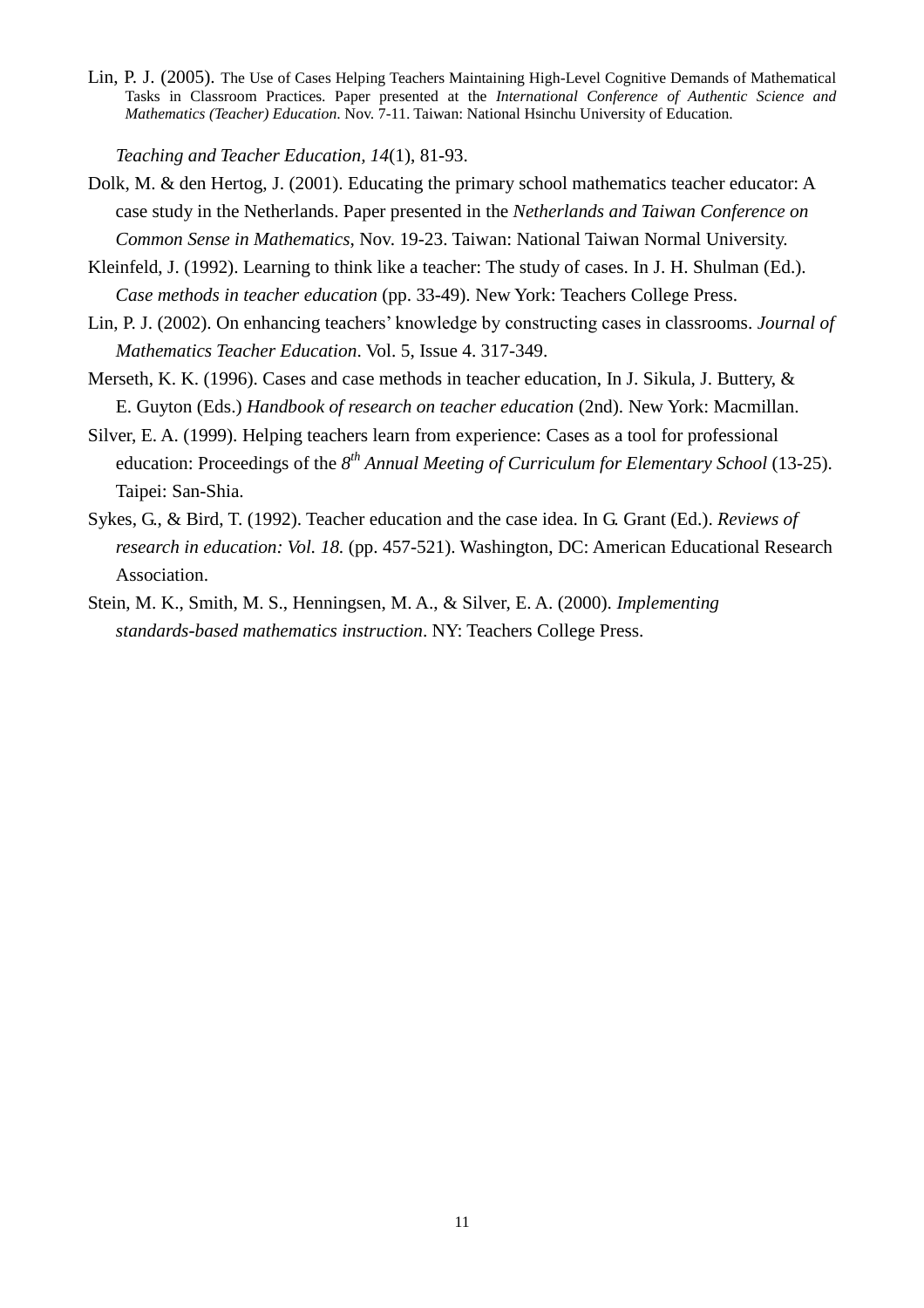Lin, P. J. (2005). The Use of Cases Helping Teachers Maintaining High-Level Cognitive Demands of Mathematical Tasks in Classroom Practices. Paper presented at the *International Conference of Authentic Science and Mathematics (Teacher) Education*. Nov. 7-11. Taiwan: National Hsinchu University of Education.

*Teaching and Teacher Education, 14*(1), 81-93.

Dolk, M. & den Hertog, J. (2001). Educating the primary school mathematics teacher educator: A case study in the Netherlands. Paper presented in the *Netherlands and Taiwan Conference on Common Sense in Mathematics*, Nov. 19-23. Taiwan: National Taiwan Normal University.

Kleinfeld, J. (1992). Learning to think like a teacher: The study of cases. In J. H. Shulman (Ed.). *Case methods in teacher education* (pp. 33-49). New York: Teachers College Press.

Lin, P. J. (2002). On enhancing teachers' knowledge by constructing cases in classrooms. *Journal of Mathematics Teacher Education*. Vol. 5, Issue 4. 317-349.

Merseth, K. K. (1996). Cases and case methods in teacher education, In J. Sikula, J. Buttery, & E. Guyton (Eds.) *Handbook of research on teacher education* (2nd). New York: Macmillan.

Silver, E. A. (1999). Helping teachers learn from experience: Cases as a tool for professional education: Proceedings of the *8th Annual Meeting of Curriculum for Elementary School* (13-25). Taipei: San-Shia.

Sykes, G., & Bird, T. (1992). Teacher education and the case idea. In G. Grant (Ed.). *Reviews of research in education: Vol. 18.* (pp. 457-521). Washington, DC: American Educational Research Association.

Stein, M. K., Smith, M. S., Henningsen, M. A., & Silver, E. A. (2000). *Implementing standards-based mathematics instruction*. NY: Teachers College Press.